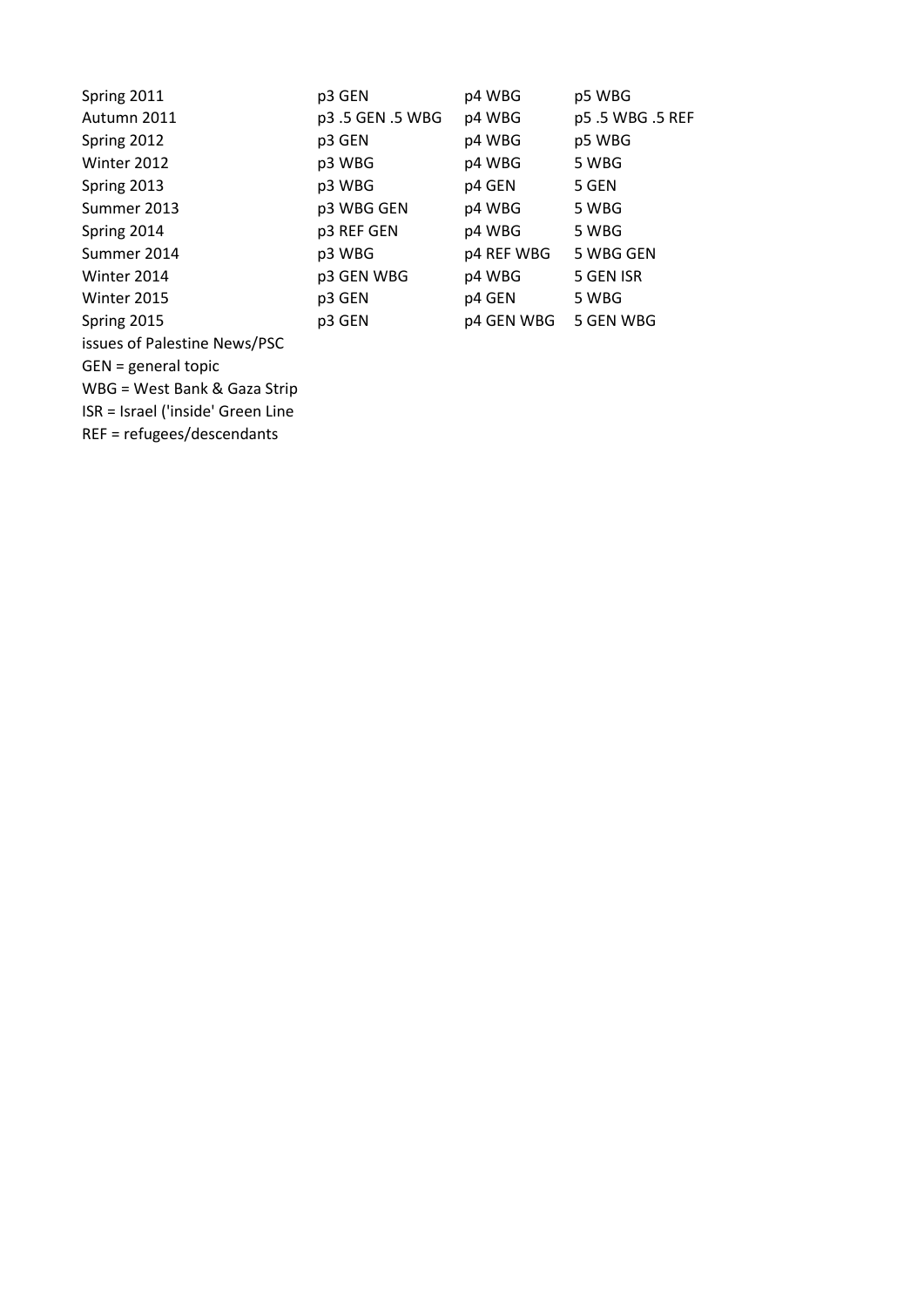| | | | |
|---|---|---|---|
| Spring 2011 | p3 GEN | p4 WBG | p5 WBG |
| Autumn 2011 | p3 .5 GEN .5 WBG | p4 WBG | p5 .5 WBG .5 REF |
| Spring 2012 | p3 GEN | p4 WBG | p5 WBG |
| Winter 2012 | p3 WBG | p4 WBG | 5 WBG |
| Spring 2013 | p3 WBG | p4 GEN | 5 GEN |
| Summer 2013 | p3 WBG GEN | p4 WBG | 5 WBG |
| Spring 2014 | p3 REF GEN | p4 WBG | 5 WBG |
| Summer 2014 | p3 WBG | p4 REF WBG | 5 WBG GEN |
| Winter 2014 | p3 GEN WBG | p4 WBG | 5 GEN ISR |
| Winter 2015 | p3 GEN | p4 GEN | 5 WBG |
| Spring 2015 | p3 GEN | p4 GEN WBG | 5 GEN WBG |

issues of Palestine News/PSC

GEN = general topic

WBG = West Bank & Gaza Strip

ISR = Israel ('inside' Green Line

REF = refugees/descendants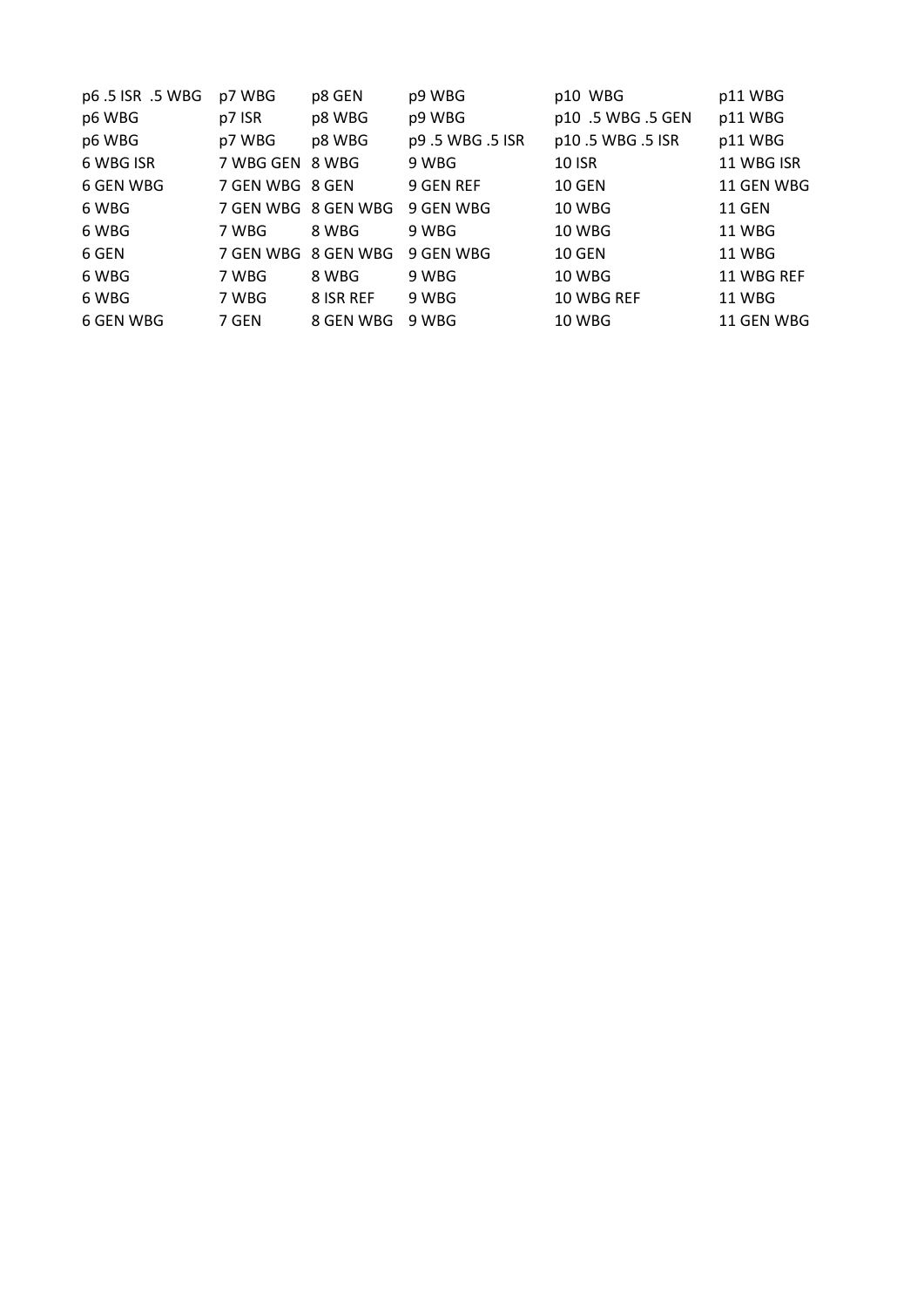| p6 .5 ISR .5 WBG | p7 WBG | p8 GEN | p9 WBG | p10 WBG | p11 WBG |
|---|---|---|---|---|---|
| p6 WBG | p7 ISR | p8 WBG | p9 WBG | p10 .5 WBG .5 GEN | p11 WBG |
| p6 WBG | p7 WBG | p8 WBG | p9 .5 WBG .5 ISR | p10 .5 WBG .5 ISR | p11 WBG |
| 6 WBG ISR | 7 WBG GEN | 8 WBG | 9 WBG | 10 ISR | 11 WBG ISR |
| 6 GEN WBG | 7 GEN WBG | 8 GEN | 9 GEN REF | 10 GEN | 11 GEN WBG |
| 6 WBG | 7 GEN WBG | 8 GEN WBG | 9 GEN WBG | 10 WBG | 11 GEN |
| 6 WBG | 7 WBG | 8 WBG | 9 WBG | 10 WBG | 11 WBG |
| 6 GEN | 7 GEN WBG | 8 GEN WBG | 9 GEN WBG | 10 GEN | 11 WBG |
| 6 WBG | 7 WBG | 8 WBG | 9 WBG | 10 WBG | 11 WBG REF |
| 6 WBG | 7 WBG | 8 ISR REF | 9 WBG | 10 WBG REF | 11 WBG |
| 6 GEN WBG | 7 GEN | 8 GEN WBG | 9 WBG | 10 WBG | 11 GEN WBG |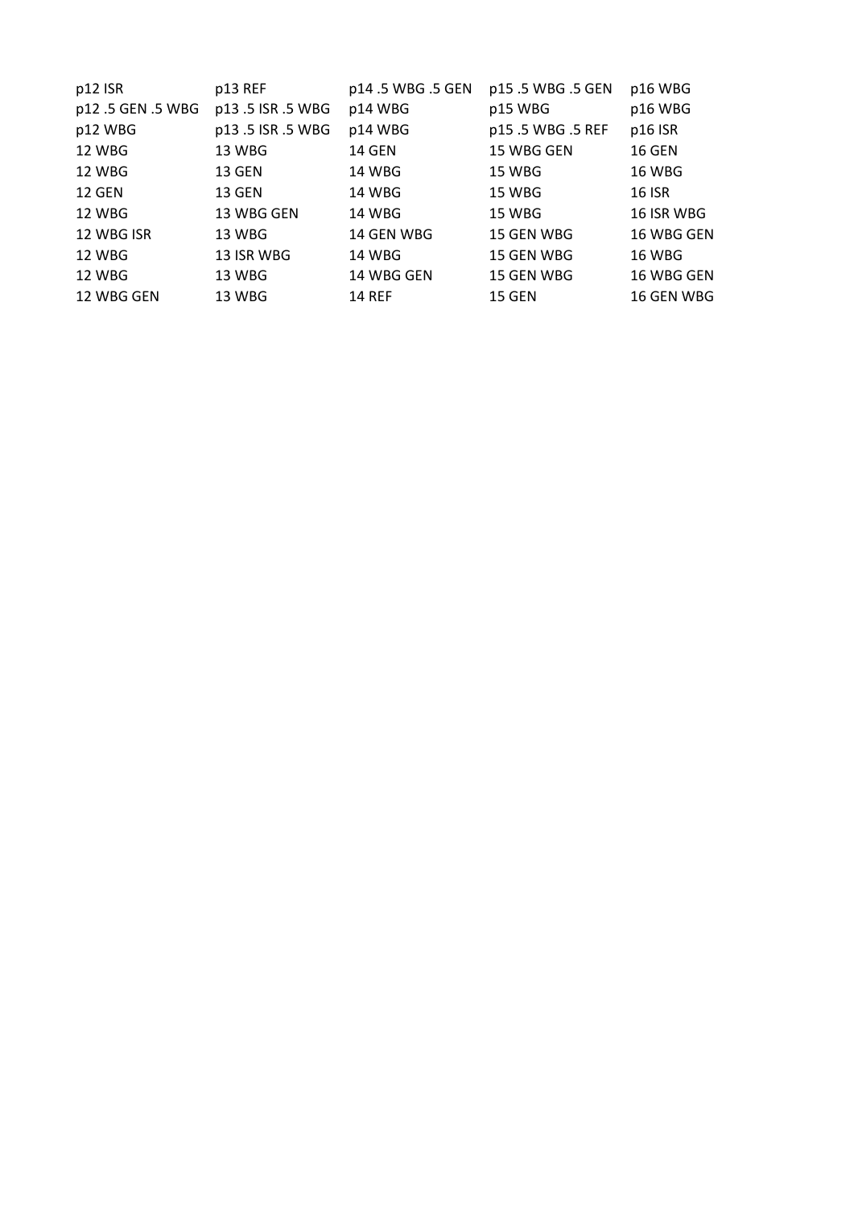| p12 ISR | p13 REF | p14 .5 WBG .5 GEN | p15 .5 WBG .5 GEN | p16 WBG |
|---|---|---|---|---|
| p12 .5 GEN .5 WBG | p13 .5 ISR .5 WBG | p14 WBG | p15 WBG | p16 WBG |
| p12 WBG | p13 .5 ISR .5 WBG | p14 WBG | p15 .5 WBG .5 REF | p16 ISR |
| 12 WBG | 13 WBG | 14 GEN | 15 WBG GEN | 16 GEN |
| 12 WBG | 13 GEN | 14 WBG | 15 WBG | 16 WBG |
| 12 GEN | 13 GEN | 14 WBG | 15 WBG | 16 ISR |
| 12 WBG | 13 WBG GEN | 14 WBG | 15 WBG | 16 ISR WBG |
| 12 WBG ISR | 13 WBG | 14 GEN WBG | 15 GEN WBG | 16 WBG GEN |
| 12 WBG | 13 ISR WBG | 14 WBG | 15 GEN WBG | 16 WBG |
| 12 WBG | 13 WBG | 14 WBG GEN | 15 GEN WBG | 16 WBG GEN |
| 12 WBG GEN | 13 WBG | 14 REF | 15 GEN | 16 GEN WBG |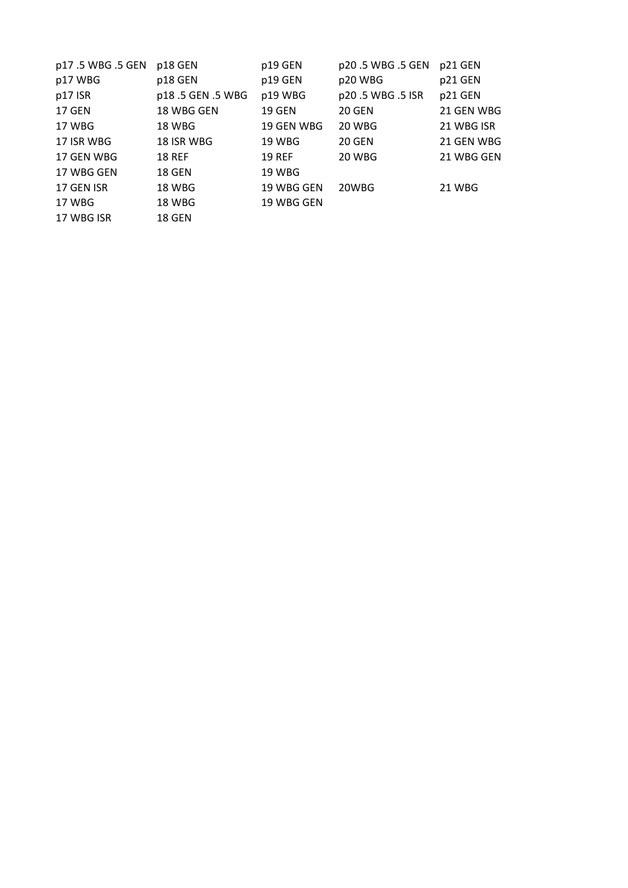| | | | | |
|---|---|---|---|---|
| p17 .5 WBG .5 GEN | p18 GEN | p19 GEN | p20 .5 WBG .5 GEN | p21 GEN |
| p17 WBG | p18 GEN | p19 GEN | p20 WBG | p21 GEN |
| p17 ISR | p18 .5 GEN .5 WBG | p19 WBG | p20 .5 WBG .5 ISR | p21 GEN |
| 17 GEN | 18 WBG GEN | 19 GEN | 20 GEN | 21 GEN WBG |
| 17 WBG | 18 WBG | 19 GEN WBG | 20 WBG | 21 WBG ISR |
| 17 ISR WBG | 18 ISR WBG | 19 WBG | 20 GEN | 21 GEN WBG |
| 17 GEN WBG | 18 REF | 19 REF | 20 WBG | 21 WBG GEN |
| 17 WBG GEN | 18 GEN | 19 WBG | | |
| 17 GEN ISR | 18 WBG | 19 WBG GEN | 20WBG | 21 WBG |
| 17 WBG | 18 WBG | 19 WBG GEN | | |
| 17 WBG ISR | 18 GEN | | | |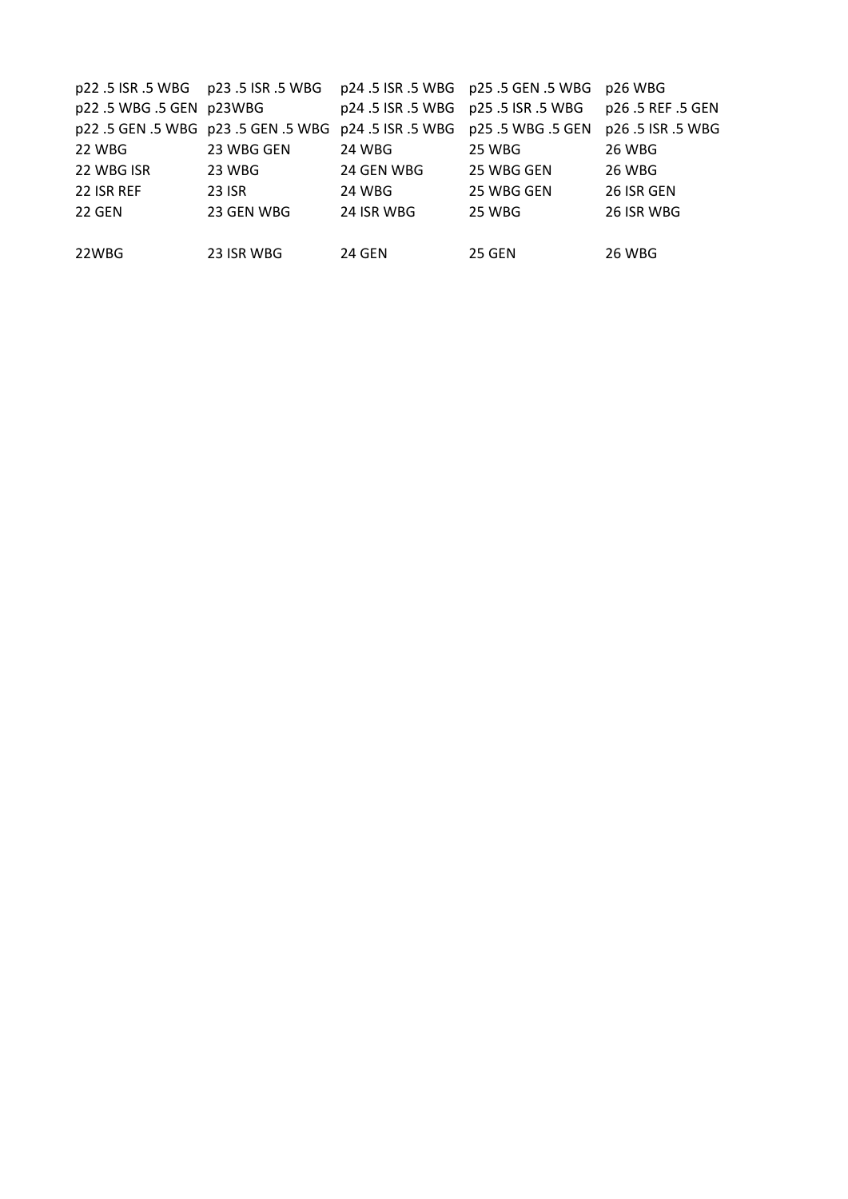| p22 .5 ISR .5 WBG | p23 .5 ISR .5 WBG | p24 .5 ISR .5 WBG | p25 .5 GEN .5 WBG | p26 WBG |
|---|---|---|---|---|
| p22 .5 WBG .5 GEN | p23WBG | p24 .5 ISR .5 WBG | p25 .5 ISR .5 WBG | p26 .5 REF .5 GEN |
| p22 .5 GEN .5 WBG | p23 .5 GEN .5 WBG | p24 .5 ISR .5 WBG | p25 .5 WBG .5 GEN | p26 .5 ISR .5 WBG |
| 22 WBG | 23 WBG GEN | 24 WBG | 25 WBG | 26 WBG |
| 22 WBG ISR | 23 WBG | 24 GEN WBG | 25 WBG GEN | 26 WBG |
| 22 ISR REF | 23 ISR | 24 WBG | 25 WBG GEN | 26 ISR GEN |
| 22 GEN | 23 GEN WBG | 24 ISR WBG | 25 WBG | 26 ISR WBG |
| | | | | |
| 22WBG | 23 ISR WBG | 24 GEN | 25 GEN | 26 WBG |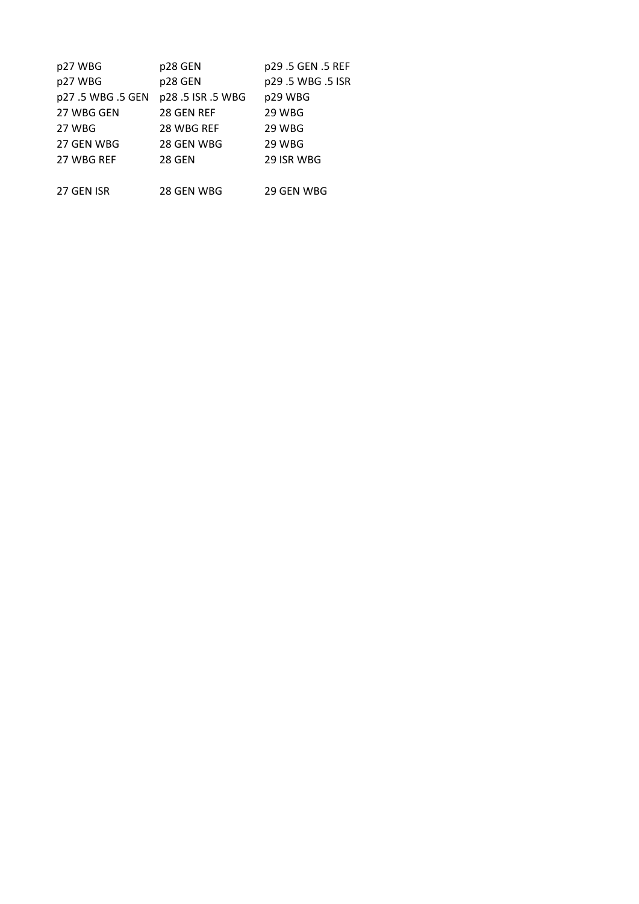| p27 WBG | p28 GEN | p29 .5 GEN .5 REF |
| --- | --- | --- |
| p27 WBG | p28 GEN | p29 .5 WBG .5 ISR |
| p27 .5 WBG .5 GEN | p28 .5 ISR .5 WBG | p29 WBG |
| 27 WBG GEN | 28 GEN REF | 29 WBG |
| 27 WBG | 28 WBG REF | 29 WBG |
| 27 GEN WBG | 28 GEN WBG | 29 WBG |
| 27 WBG REF | 28 GEN | 29 ISR WBG |
| | | |
| 27 GEN ISR | 28 GEN WBG | 29 GEN WBG |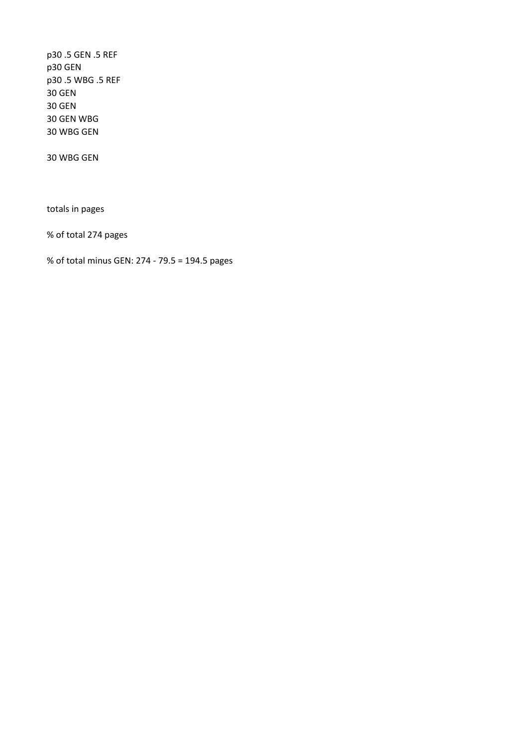p30 .5 GEN .5 REF
p30 GEN
p30 .5 WBG .5 REF
30 GEN
30 GEN
30 GEN WBG
30 WBG GEN

30 WBG GEN

totals in pages

% of total 274 pages

% of total minus GEN: 274 - 79.5 = 194.5 pages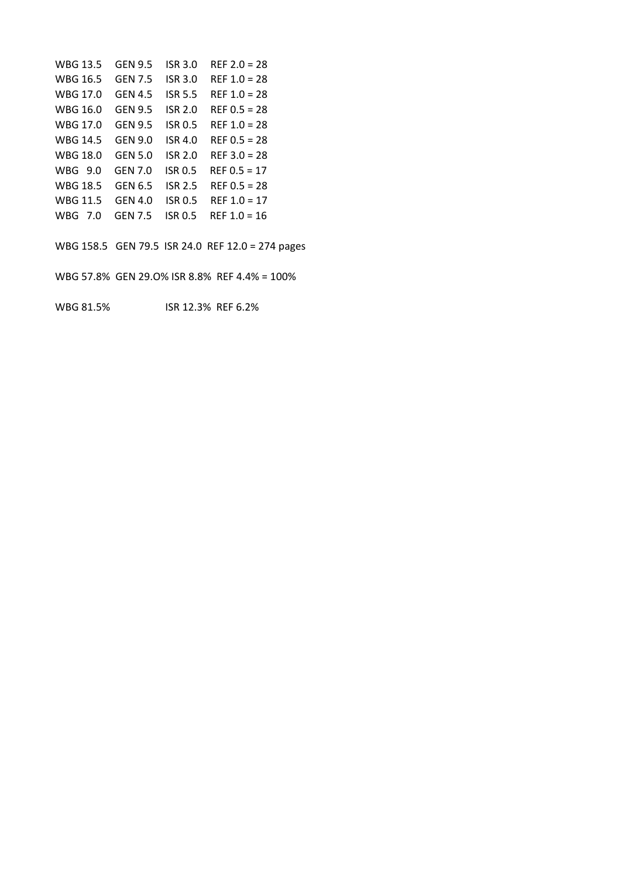| | | | |
|---|---|---|---|
| WBG 13.5 | GEN 9.5 | ISR 3.0 | REF 2.0 = 28 |
| WBG 16.5 | GEN 7.5 | ISR 3.0 | REF 1.0 = 28 |
| WBG 17.0 | GEN 4.5 | ISR 5.5 | REF 1.0 = 28 |
| WBG 16.0 | GEN 9.5 | ISR 2.0 | REF 0.5 = 28 |
| WBG 17.0 | GEN 9.5 | ISR 0.5 | REF 1.0 = 28 |
| WBG 14.5 | GEN 9.0 | ISR 4.0 | REF 0.5 = 28 |
| WBG 18.0 | GEN 5.0 | ISR 2.0 | REF 3.0 = 28 |
| WBG 9.0 | GEN 7.0 | ISR 0.5 | REF 0.5 = 17 |
| WBG 18.5 | GEN 6.5 | ISR 2.5 | REF 0.5 = 28 |
| WBG 11.5 | GEN 4.0 | ISR 0.5 | REF 1.0 = 17 |
| WBG 7.0 | GEN 7.5 | ISR 0.5 | REF 1.0 = 16 |

WBG 158.5 GEN 79.5 ISR 24.0 REF 12.0 = 274 pages

WBG 57.8% GEN 29.O% ISR 8.8% REF 4.4% = 100%

WBG 81.5% ISR 12.3% REF 6.2%